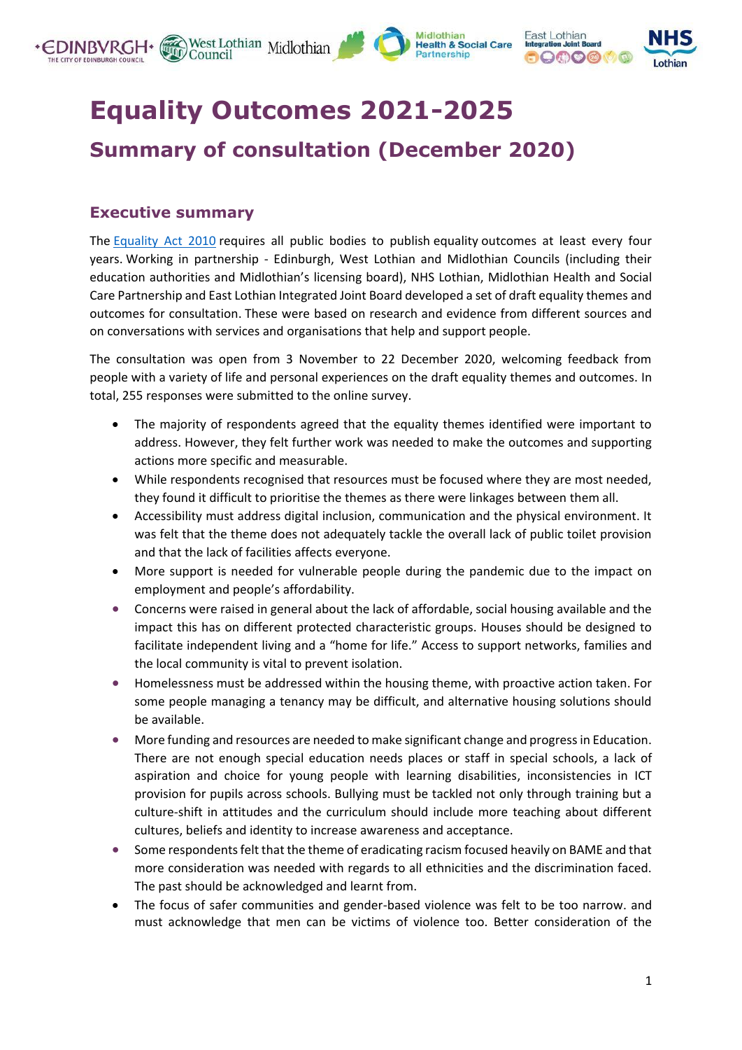# Equality Outcomes 2021-2025

## Summary of consultation (December 2020)

### Executive summary

The [Equality Act 2010](Equality Act 2010) requires all public bodies to publish equality outcomes at least every four years. Working in partnership - Edinburgh, West Lothian and Midlothian Councils (including their education authorities and Midlothian's licensing board), NHS Lothian, Midlothian Health and Social Care Partnership and East Lothian Integrated Joint Board developed a set of draft equality themes and outcomes for consultation. These were based on research and evidence from different sources and on conversations with services and organisations that help and support people.

The consultation was open from 3 November to 22 December 2020, welcoming feedback from people with a variety of life and personal experiences on the draft equality themes and outcomes. In total, 255 responses were submitted to the online survey.

- The majority of respondents agreed that the equality themes identified were important to address. However, they felt further work was needed to make the outcomes and supporting actions more specific and measurable.
- While respondents recognised that resources must be focused where they are most needed, they found it difficult to prioritise the themes as there were linkages between them all.
- Accessibility must address digital inclusion, communication and the physical environment. It was felt that the theme does not adequately tackle the overall lack of public toilet provision and that the lack of facilities affects everyone.
- More support is needed for vulnerable people during the pandemic due to the impact on employment and people's affordability.
- Concerns were raised in general about the lack of affordable, social housing available and the impact this has on different protected characteristic groups. Houses should be designed to facilitate independent living and a "home for life." Access to support networks, families and the local community is vital to prevent isolation.
- Homelessness must be addressed within the housing theme, with proactive action taken. For some people managing a tenancy may be difficult, and alternative housing solutions should be available.
- More funding and resources are needed to make significant change and progress in Education. There are not enough special education needs places or staff in special schools, a lack of aspiration and choice for young people with learning disabilities, inconsistencies in ICT provision for pupils across schools. Bullying must be tackled not only through training but a culture-shift in attitudes and the curriculum should include more teaching about different cultures, beliefs and identity to increase awareness and acceptance.
- Some respondents felt that the theme of eradicating racism focused heavily on BAME and that more consideration was needed with regards to all ethnicities and the discrimination faced. The past should be acknowledged and learnt from.
- The focus of safer communities and gender-based violence was felt to be too narrow. and must acknowledge that men can be victims of violence too. Better consideration of the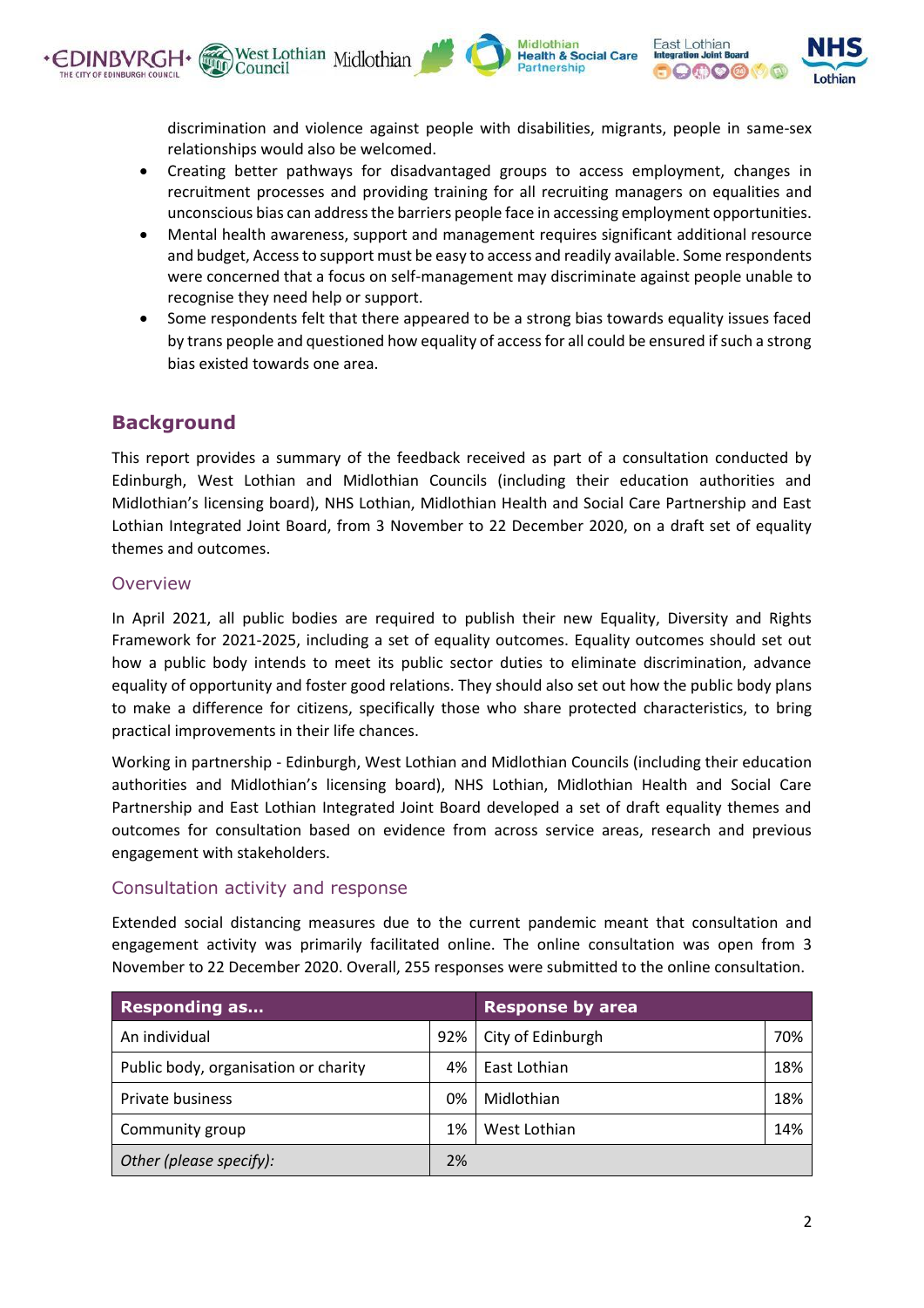discrimination and violence against people with disabilities, migrants, people in same-sex relationships would also be welcomed.

- Creating better pathways for disadvantaged groups to access employment, changes in recruitment processes and providing training for all recruiting managers on equalities and unconscious bias can address the barriers people face in accessing employment opportunities.
- Mental health awareness, support and management requires significant additional resource and budget, Access to support must be easy to access and readily available. Some respondents were concerned that a focus on self-management may discriminate against people unable to recognise they need help or support.
- Some respondents felt that there appeared to be a strong bias towards equality issues faced by trans people and questioned how equality of access for all could be ensured if such a strong bias existed towards one area.

## Background

This report provides a summary of the feedback received as part of a consultation conducted by Edinburgh, West Lothian and Midlothian Councils (including their education authorities and Midlothian's licensing board), NHS Lothian, Midlothian Health and Social Care Partnership and East Lothian Integrated Joint Board, from 3 November to 22 December 2020, on a draft set of equality themes and outcomes.

### Overview

In April 2021, all public bodies are required to publish their new Equality, Diversity and Rights Framework for 2021-2025, including a set of equality outcomes. Equality outcomes should set out how a public body intends to meet its public sector duties to eliminate discrimination, advance equality of opportunity and foster good relations. They should also set out how the public body plans to make a difference for citizens, specifically those who share protected characteristics, to bring practical improvements in their life chances.

Working in partnership - Edinburgh, West Lothian and Midlothian Councils (including their education authorities and Midlothian's licensing board), NHS Lothian, Midlothian Health and Social Care Partnership and East Lothian Integrated Joint Board developed a set of draft equality themes and outcomes for consultation based on evidence from across service areas, research and previous engagement with stakeholders.

### Consultation activity and response

Extended social distancing measures due to the current pandemic meant that consultation and engagement activity was primarily facilitated online. The online consultation was open from 3 November to 22 December 2020. Overall, 255 responses were submitted to the online consultation.

| Responding as... | | Response by area | |
|---|---|---|---|
| An individual | 92% | City of Edinburgh | 70% |
| Public body, organisation or charity | 4% | East Lothian | 18% |
| Private business | 0% | Midlothian | 18% |
| Community group | 1% | West Lothian | 14% |
| *Other (please specify):* | 2% | | |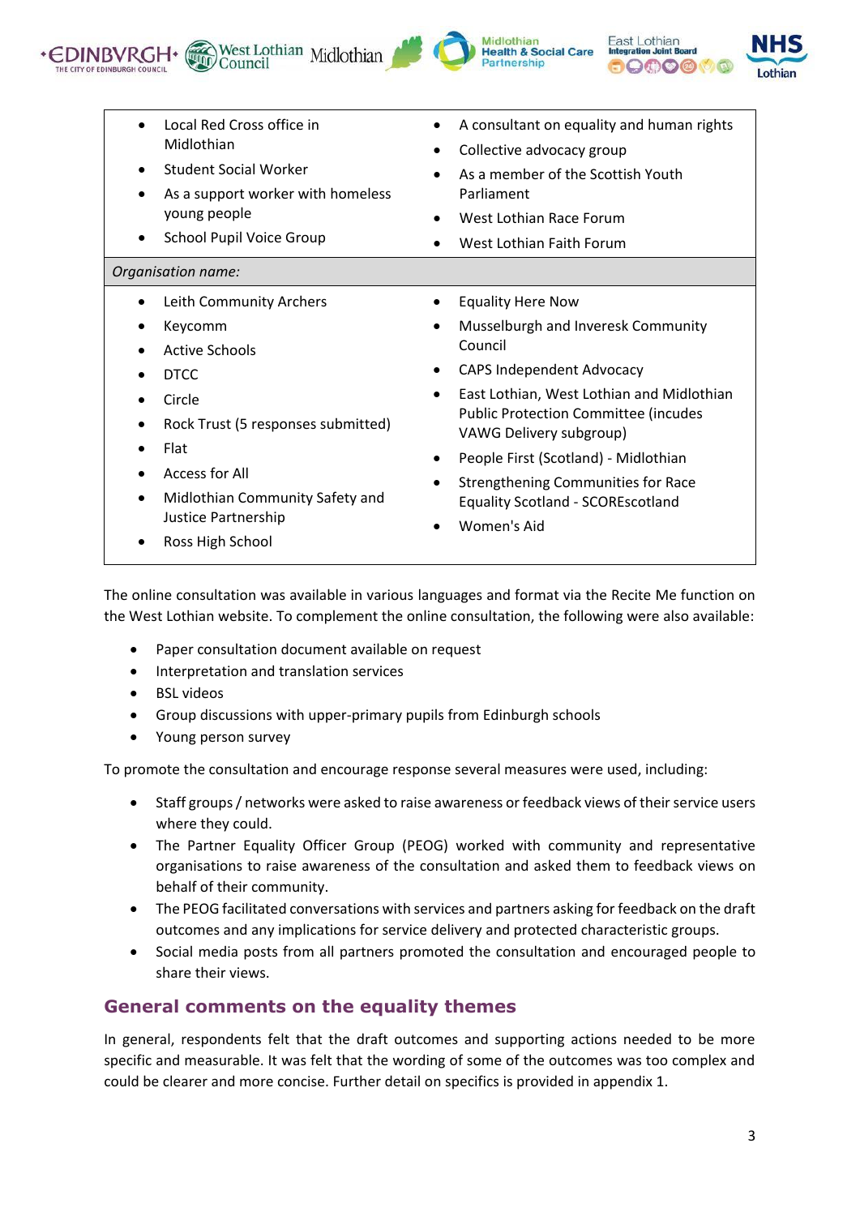| | |
|---|---|
| <ul><li>Local Red Cross office in Midlothian</li><li>Student Social Worker</li><li>As a support worker with homeless young people</li><li>School Pupil Voice Group</li></ul> | <ul><li>A consultant on equality and human rights</li><li>Collective advocacy group</li><li>As a member of the Scottish Youth Parliament</li><li>West Lothian Race Forum</li><li>West Lothian Faith Forum</li></ul> |
| *Organisation name:* | |
| <ul><li>Leith Community Archers</li><li>Keycomm</li><li>Active Schools</li><li>DTCC</li><li>Circle</li><li>Rock Trust (5 responses submitted)</li><li>Flat</li><li>Access for All</li><li>Midlothian Community Safety and Justice Partnership</li><li>Ross High School</li></ul> | <ul><li>Equality Here Now</li><li>Musselburgh and Inveresk Community Council</li><li>CAPS Independent Advocacy</li><li>East Lothian, West Lothian and Midlothian Public Protection Committee (incudes VAWG Delivery subgroup)</li><li>People First (Scotland) - Midlothian</li><li>Strengthening Communities for Race Equality Scotland - SCOREscotland</li><li>Women's Aid</li></ul> |

The online consultation was available in various languages and format via the Recite Me function on the West Lothian website. To complement the online consultation, the following were also available:

- Paper consultation document available on request
- Interpretation and translation services
- BSL videos
- Group discussions with upper-primary pupils from Edinburgh schools
- Young person survey

To promote the consultation and encourage response several measures were used, including:

- Staff groups / networks were asked to raise awareness or feedback views of their service users where they could.
- The Partner Equality Officer Group (PEOG) worked with community and representative organisations to raise awareness of the consultation and asked them to feedback views on behalf of their community.
- The PEOG facilitated conversations with services and partners asking for feedback on the draft outcomes and any implications for service delivery and protected characteristic groups.
- Social media posts from all partners promoted the consultation and encouraged people to share their views.

## General comments on the equality themes

In general, respondents felt that the draft outcomes and supporting actions needed to be more specific and measurable. It was felt that the wording of some of the outcomes was too complex and could be clearer and more concise. Further detail on specifics is provided in appendix 1.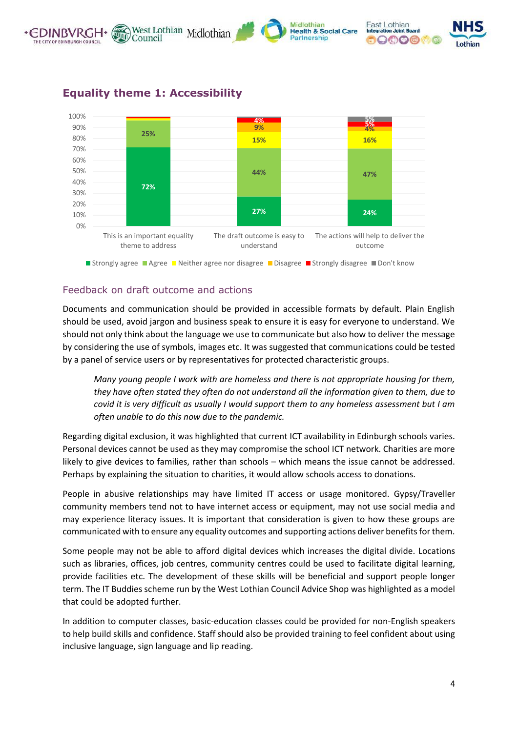## Equality theme 1: Accessibility

| | Strongly agree | Agree | Neither agree nor disagree | Disagree | Strongly disagree | Don't know |
|---|---|---|---|---|---|---|
| This is an important equality theme to address | 72% | 25% | | | | |
| The draft outcome is easy to understand | 27% | 44% | 15% | 9% | 4% | |
| The actions will help to deliver the outcome | 24% | 47% | 16% | 4% | 5% | 5% |

### Feedback on draft outcome and actions

Documents and communication should be provided in accessible formats by default. Plain English should be used, avoid jargon and business speak to ensure it is easy for everyone to understand. We should not only think about the language we use to communicate but also how to deliver the message by considering the use of symbols, images etc. It was suggested that communications could be tested by a panel of service users or by representatives for protected characteristic groups.

> *Many young people I work with are homeless and there is not appropriate housing for them, they have often stated they often do not understand all the information given to them, due to covid it is very difficult as usually I would support them to any homeless assessment but I am often unable to do this now due to the pandemic.*

Regarding digital exclusion, it was highlighted that current ICT availability in Edinburgh schools varies. Personal devices cannot be used as they may compromise the school ICT network. Charities are more likely to give devices to families, rather than schools – which means the issue cannot be addressed. Perhaps by explaining the situation to charities, it would allow schools access to donations.

People in abusive relationships may have limited IT access or usage monitored. Gypsy/Traveller community members tend not to have internet access or equipment, may not use social media and may experience literacy issues. It is important that consideration is given to how these groups are communicated with to ensure any equality outcomes and supporting actions deliver benefits for them.

Some people may not be able to afford digital devices which increases the digital divide. Locations such as libraries, offices, job centres, community centres could be used to facilitate digital learning, provide facilities etc. The development of these skills will be beneficial and support people longer term. The IT Buddies scheme run by the West Lothian Council Advice Shop was highlighted as a model that could be adopted further.

In addition to computer classes, basic-education classes could be provided for non-English speakers to help build skills and confidence. Staff should also be provided training to feel confident about using inclusive language, sign language and lip reading.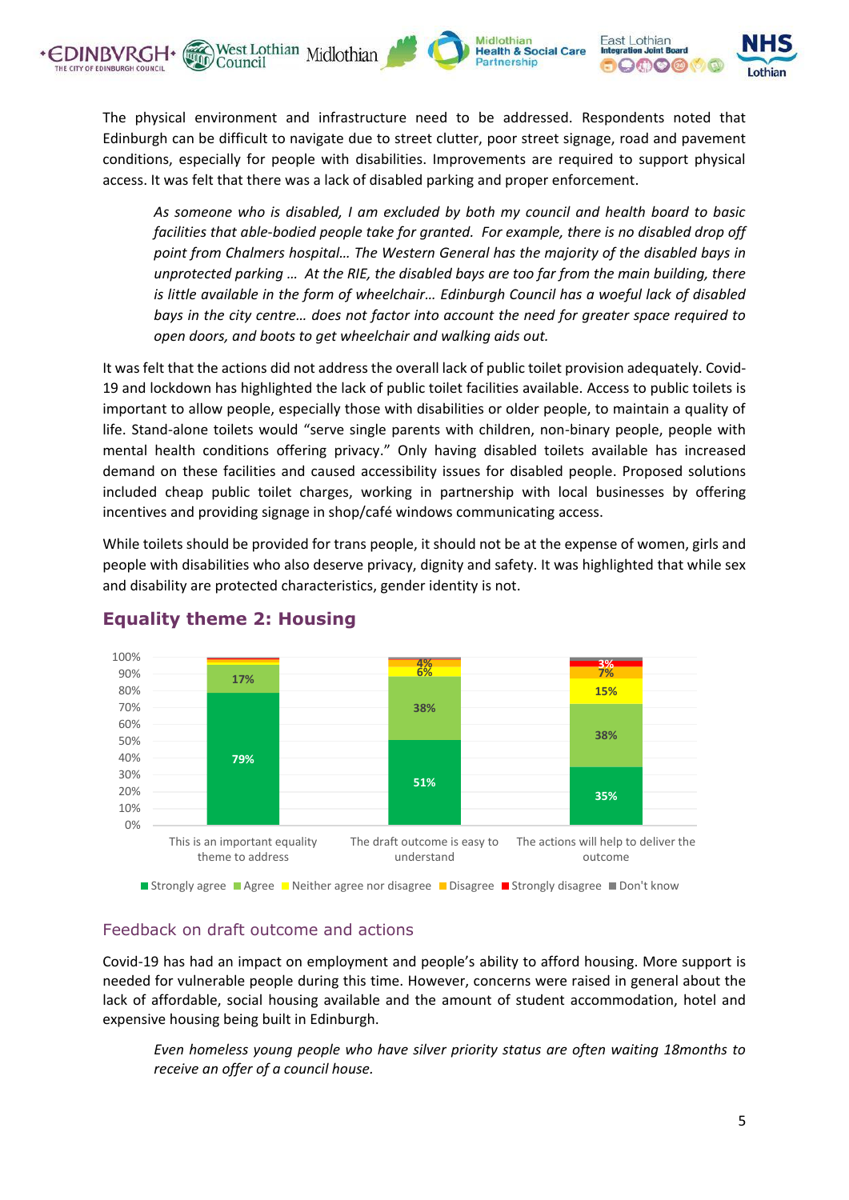The physical environment and infrastructure need to be addressed. Respondents noted that Edinburgh can be difficult to navigate due to street clutter, poor street signage, road and pavement conditions, especially for people with disabilities. Improvements are required to support physical access. It was felt that there was a lack of disabled parking and proper enforcement.

> *As someone who is disabled, I am excluded by both my council and health board to basic facilities that able-bodied people take for granted. For example, there is no disabled drop off point from Chalmers hospital… The Western General has the majority of the disabled bays in unprotected parking … At the RIE, the disabled bays are too far from the main building, there is little available in the form of wheelchair… Edinburgh Council has a woeful lack of disabled bays in the city centre… does not factor into account the need for greater space required to open doors, and boots to get wheelchair and walking aids out.*

It was felt that the actions did not address the overall lack of public toilet provision adequately. Covid-19 and lockdown has highlighted the lack of public toilet facilities available. Access to public toilets is important to allow people, especially those with disabilities or older people, to maintain a quality of life. Stand-alone toilets would "serve single parents with children, non-binary people, people with mental health conditions offering privacy." Only having disabled toilets available has increased demand on these facilities and caused accessibility issues for disabled people. Proposed solutions included cheap public toilet charges, working in partnership with local businesses by offering incentives and providing signage in shop/café windows communicating access.

While toilets should be provided for trans people, it should not be at the expense of women, girls and people with disabilities who also deserve privacy, dignity and safety. It was highlighted that while sex and disability are protected characteristics, gender identity is not.

## Equality theme 2: Housing

| | Strongly agree | Agree | Neither agree nor disagree | Disagree | Strongly disagree | Don't know |
|---|---|---|---|---|---|---|
| This is an important equality theme to address | 79% | 17% | | | | |
| The draft outcome is easy to understand | 51% | 38% | 6% | 4% | | |
| The actions will help to deliver the outcome | 35% | 38% | 15% | 7% | 3% | |

### Feedback on draft outcome and actions

Covid-19 has had an impact on employment and people's ability to afford housing. More support is needed for vulnerable people during this time. However, concerns were raised in general about the lack of affordable, social housing available and the amount of student accommodation, hotel and expensive housing being built in Edinburgh.

> *Even homeless young people who have silver priority status are often waiting 18months to receive an offer of a council house.*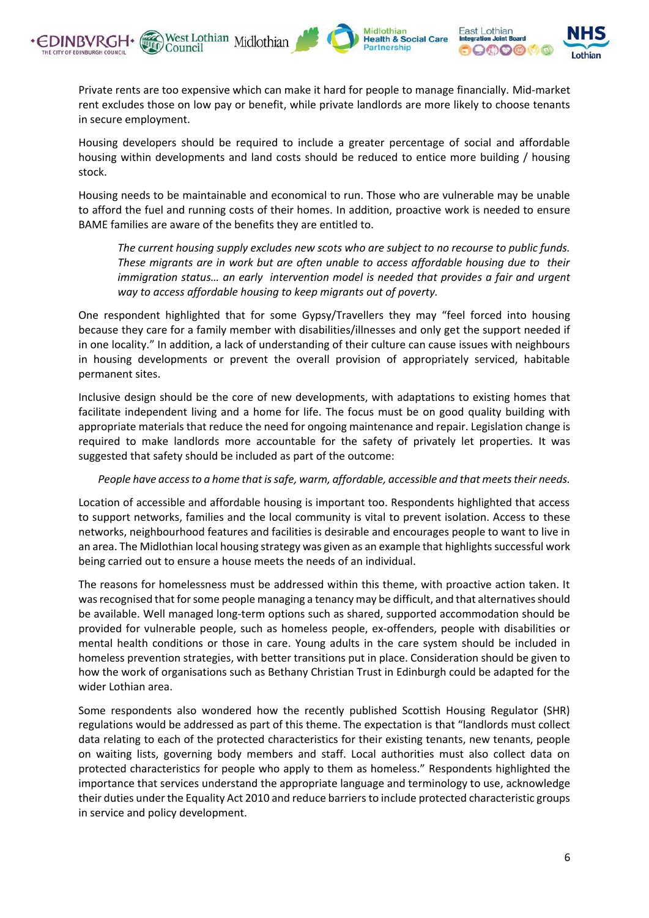Private rents are too expensive which can make it hard for people to manage financially. Mid-market rent excludes those on low pay or benefit, while private landlords are more likely to choose tenants in secure employment.

Housing developers should be required to include a greater percentage of social and affordable housing within developments and land costs should be reduced to entice more building / housing stock.

Housing needs to be maintainable and economical to run. Those who are vulnerable may be unable to afford the fuel and running costs of their homes. In addition, proactive work is needed to ensure BAME families are aware of the benefits they are entitled to.

> *The current housing supply excludes new scots who are subject to no recourse to public funds. These migrants are in work but are often unable to access affordable housing due to their immigration status… an early intervention model is needed that provides a fair and urgent way to access affordable housing to keep migrants out of poverty.*

One respondent highlighted that for some Gypsy/Travellers they may "feel forced into housing because they care for a family member with disabilities/illnesses and only get the support needed if in one locality." In addition, a lack of understanding of their culture can cause issues with neighbours in housing developments or prevent the overall provision of appropriately serviced, habitable permanent sites.

Inclusive design should be the core of new developments, with adaptations to existing homes that facilitate independent living and a home for life. The focus must be on good quality building with appropriate materials that reduce the need for ongoing maintenance and repair. Legislation change is required to make landlords more accountable for the safety of privately let properties. It was suggested that safety should be included as part of the outcome:

> *People have access to a home that is safe, warm, affordable, accessible and that meets their needs.*

Location of accessible and affordable housing is important too. Respondents highlighted that access to support networks, families and the local community is vital to prevent isolation. Access to these networks, neighbourhood features and facilities is desirable and encourages people to want to live in an area. The Midlothian local housing strategy was given as an example that highlights successful work being carried out to ensure a house meets the needs of an individual.

The reasons for homelessness must be addressed within this theme, with proactive action taken. It was recognised that for some people managing a tenancy may be difficult, and that alternatives should be available. Well managed long-term options such as shared, supported accommodation should be provided for vulnerable people, such as homeless people, ex-offenders, people with disabilities or mental health conditions or those in care. Young adults in the care system should be included in homeless prevention strategies, with better transitions put in place. Consideration should be given to how the work of organisations such as Bethany Christian Trust in Edinburgh could be adapted for the wider Lothian area.

Some respondents also wondered how the recently published Scottish Housing Regulator (SHR) regulations would be addressed as part of this theme. The expectation is that "landlords must collect data relating to each of the protected characteristics for their existing tenants, new tenants, people on waiting lists, governing body members and staff. Local authorities must also collect data on protected characteristics for people who apply to them as homeless." Respondents highlighted the importance that services understand the appropriate language and terminology to use, acknowledge their duties under the Equality Act 2010 and reduce barriers to include protected characteristic groups in service and policy development.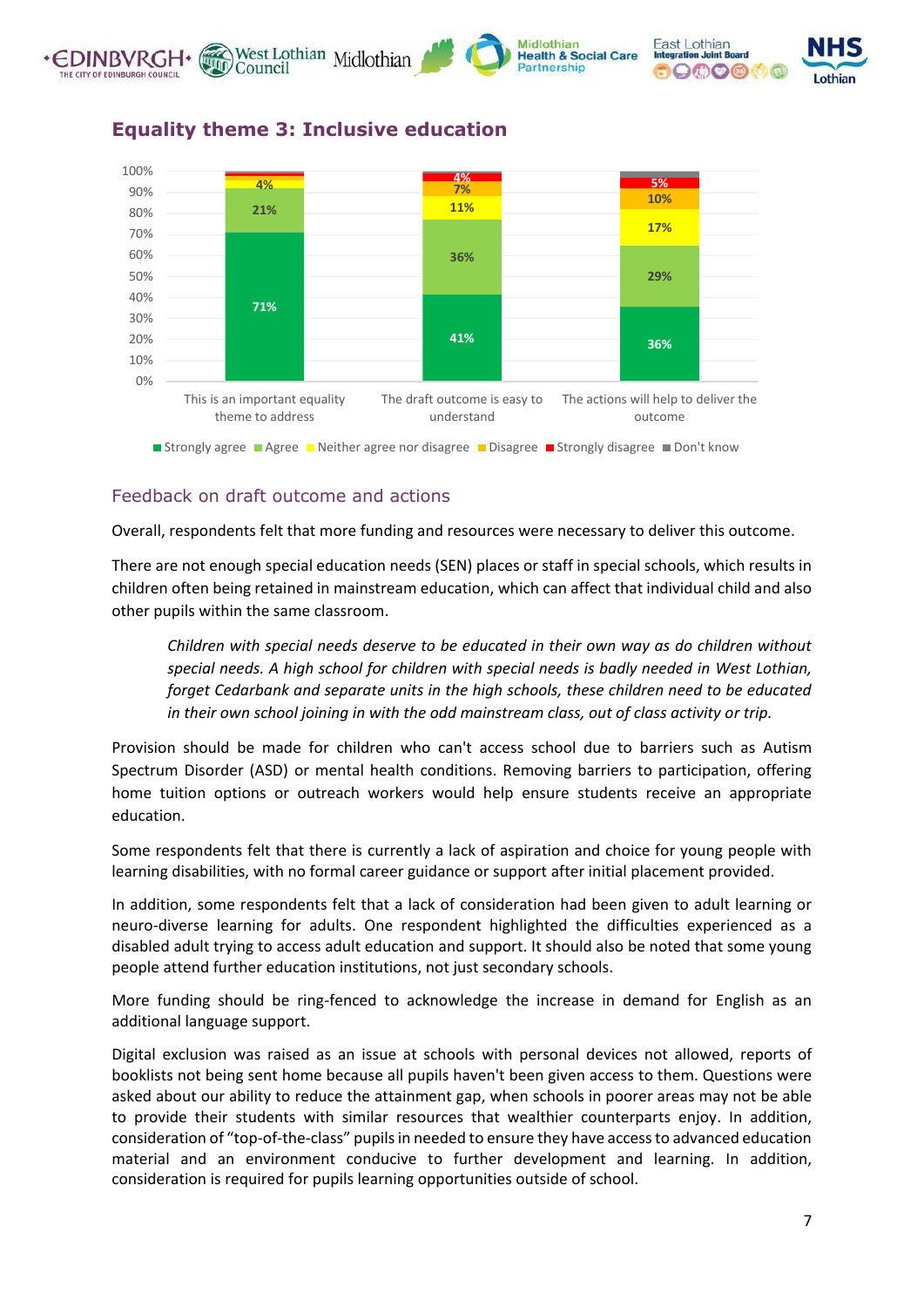## Equality theme 3: Inclusive education

| | Strongly agree | Agree | Neither agree nor disagree | Disagree | Strongly disagree | Don't know |
|---|---|---|---|---|---|---|
| This is an important equality theme to address | 71% | 21% | 4% | | | |
| The draft outcome is easy to understand | 41% | 36% | 11% | 7% | 4% | |
| The actions will help to deliver the outcome | 36% | 29% | 17% | 10% | 5% | |

### Feedback on draft outcome and actions

Overall, respondents felt that more funding and resources were necessary to deliver this outcome.

There are not enough special education needs (SEN) places or staff in special schools, which results in children often being retained in mainstream education, which can affect that individual child and also other pupils within the same classroom.

> *Children with special needs deserve to be educated in their own way as do children without special needs. A high school for children with special needs is badly needed in West Lothian, forget Cedarbank and separate units in the high schools, these children need to be educated in their own school joining in with the odd mainstream class, out of class activity or trip.*

Provision should be made for children who can't access school due to barriers such as Autism Spectrum Disorder (ASD) or mental health conditions. Removing barriers to participation, offering home tuition options or outreach workers would help ensure students receive an appropriate education.

Some respondents felt that there is currently a lack of aspiration and choice for young people with learning disabilities, with no formal career guidance or support after initial placement provided.

In addition, some respondents felt that a lack of consideration had been given to adult learning or neuro-diverse learning for adults. One respondent highlighted the difficulties experienced as a disabled adult trying to access adult education and support. It should also be noted that some young people attend further education institutions, not just secondary schools.

More funding should be ring-fenced to acknowledge the increase in demand for English as an additional language support.

Digital exclusion was raised as an issue at schools with personal devices not allowed, reports of booklists not being sent home because all pupils haven't been given access to them. Questions were asked about our ability to reduce the attainment gap, when schools in poorer areas may not be able to provide their students with similar resources that wealthier counterparts enjoy. In addition, consideration of "top-of-the-class" pupils in needed to ensure they have access to advanced education material and an environment conducive to further development and learning. In addition, consideration is required for pupils learning opportunities outside of school.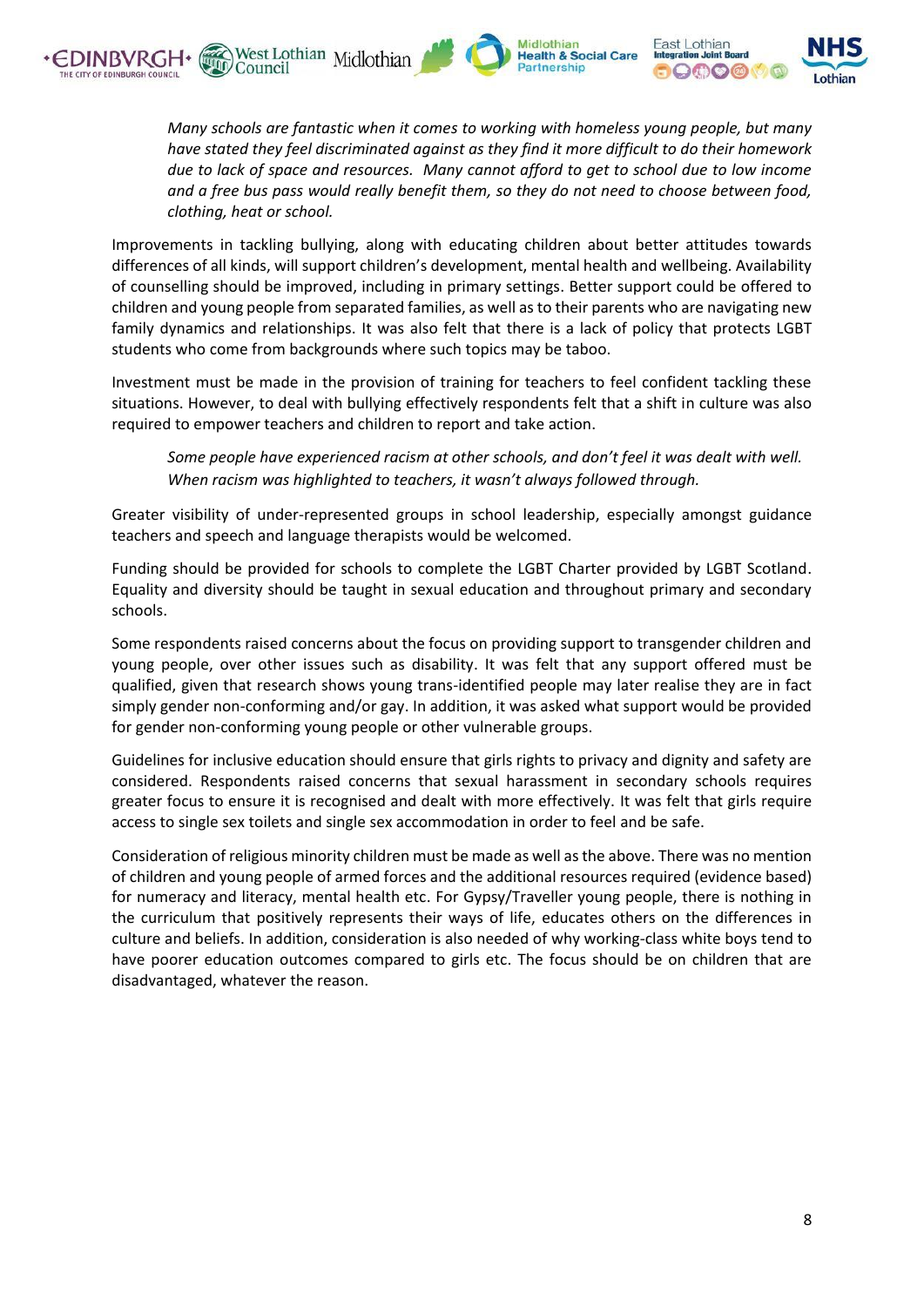*Many schools are fantastic when it comes to working with homeless young people, but many have stated they feel discriminated against as they find it more difficult to do their homework due to lack of space and resources. Many cannot afford to get to school due to low income and a free bus pass would really benefit them, so they do not need to choose between food, clothing, heat or school.*

Improvements in tackling bullying, along with educating children about better attitudes towards differences of all kinds, will support children's development, mental health and wellbeing. Availability of counselling should be improved, including in primary settings. Better support could be offered to children and young people from separated families, as well as to their parents who are navigating new family dynamics and relationships. It was also felt that there is a lack of policy that protects LGBT students who come from backgrounds where such topics may be taboo.

Investment must be made in the provision of training for teachers to feel confident tackling these situations. However, to deal with bullying effectively respondents felt that a shift in culture was also required to empower teachers and children to report and take action.

*Some people have experienced racism at other schools, and don't feel it was dealt with well. When racism was highlighted to teachers, it wasn't always followed through.*

Greater visibility of under-represented groups in school leadership, especially amongst guidance teachers and speech and language therapists would be welcomed.

Funding should be provided for schools to complete the LGBT Charter provided by LGBT Scotland. Equality and diversity should be taught in sexual education and throughout primary and secondary schools.

Some respondents raised concerns about the focus on providing support to transgender children and young people, over other issues such as disability. It was felt that any support offered must be qualified, given that research shows young trans-identified people may later realise they are in fact simply gender non-conforming and/or gay. In addition, it was asked what support would be provided for gender non-conforming young people or other vulnerable groups.

Guidelines for inclusive education should ensure that girls rights to privacy and dignity and safety are considered. Respondents raised concerns that sexual harassment in secondary schools requires greater focus to ensure it is recognised and dealt with more effectively. It was felt that girls require access to single sex toilets and single sex accommodation in order to feel and be safe.

Consideration of religious minority children must be made as well as the above. There was no mention of children and young people of armed forces and the additional resources required (evidence based) for numeracy and literacy, mental health etc. For Gypsy/Traveller young people, there is nothing in the curriculum that positively represents their ways of life, educates others on the differences in culture and beliefs. In addition, consideration is also needed of why working-class white boys tend to have poorer education outcomes compared to girls etc. The focus should be on children that are disadvantaged, whatever the reason.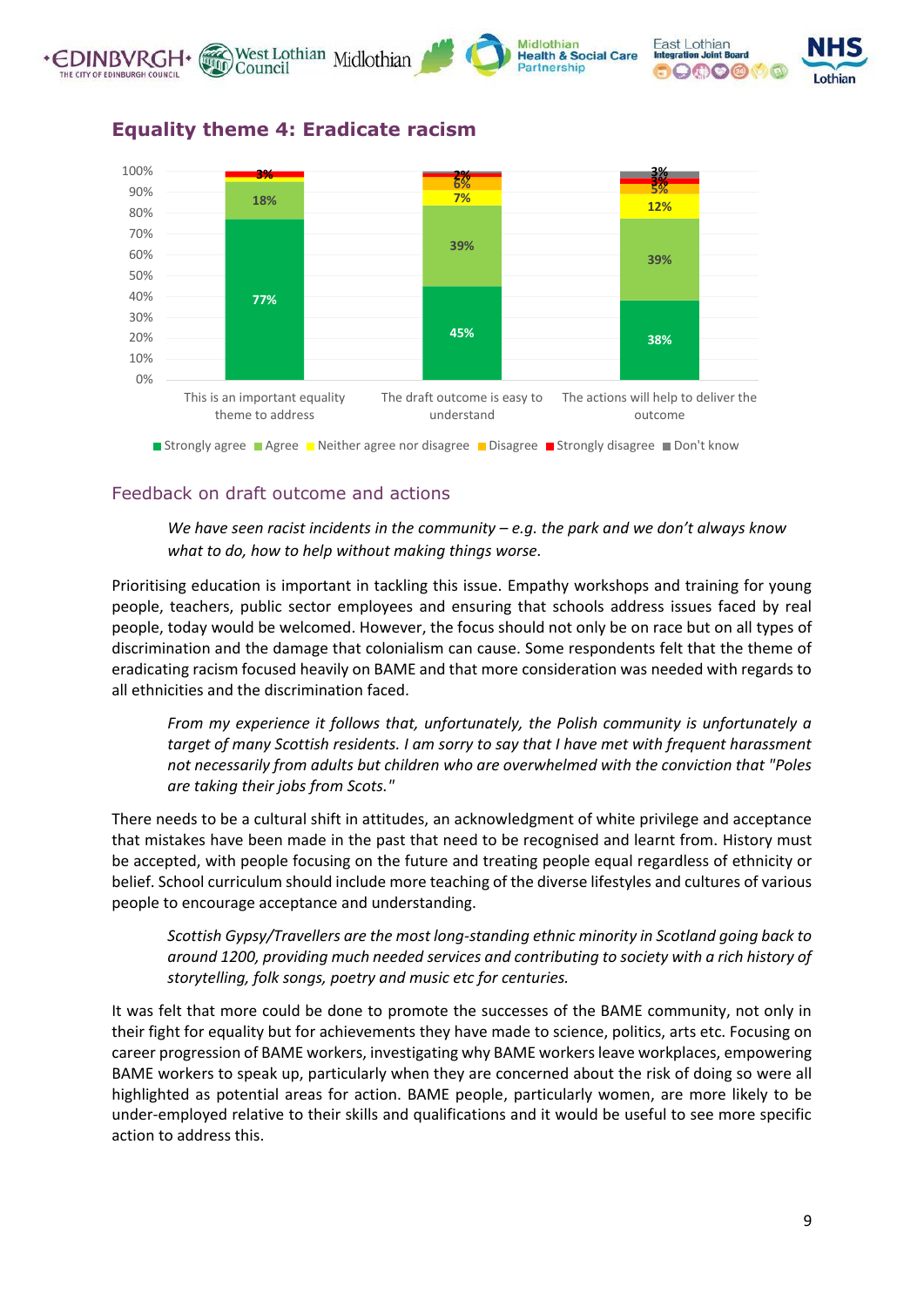## Equality theme 4: Eradicate racism

| | Strongly agree | Agree | Neither agree nor disagree | Disagree | Strongly disagree | Don't know |
|---|---|---|---|---|---|---|
| This is an important equality theme to address | 77% | 18% | | | 3% | |
| The draft outcome is easy to understand | 45% | 39% | 7% | 6% | 2% | |
| The actions will help to deliver the outcome | 38% | 39% | 12% | 5% | 3% | 3% |

### Feedback on draft outcome and actions

> *We have seen racist incidents in the community – e.g. the park and we don't always know what to do, how to help without making things worse.*

Prioritising education is important in tackling this issue. Empathy workshops and training for young people, teachers, public sector employees and ensuring that schools address issues faced by real people, today would be welcomed. However, the focus should not only be on race but on all types of discrimination and the damage that colonialism can cause. Some respondents felt that the theme of eradicating racism focused heavily on BAME and that more consideration was needed with regards to all ethnicities and the discrimination faced.

> *From my experience it follows that, unfortunately, the Polish community is unfortunately a target of many Scottish residents. I am sorry to say that I have met with frequent harassment not necessarily from adults but children who are overwhelmed with the conviction that "Poles are taking their jobs from Scots."*

There needs to be a cultural shift in attitudes, an acknowledgment of white privilege and acceptance that mistakes have been made in the past that need to be recognised and learnt from. History must be accepted, with people focusing on the future and treating people equal regardless of ethnicity or belief. School curriculum should include more teaching of the diverse lifestyles and cultures of various people to encourage acceptance and understanding.

> *Scottish Gypsy/Travellers are the most long-standing ethnic minority in Scotland going back to around 1200, providing much needed services and contributing to society with a rich history of storytelling, folk songs, poetry and music etc for centuries.*

It was felt that more could be done to promote the successes of the BAME community, not only in their fight for equality but for achievements they have made to science, politics, arts etc. Focusing on career progression of BAME workers, investigating why BAME workers leave workplaces, empowering BAME workers to speak up, particularly when they are concerned about the risk of doing so were all highlighted as potential areas for action. BAME people, particularly women, are more likely to be under-employed relative to their skills and qualifications and it would be useful to see more specific action to address this.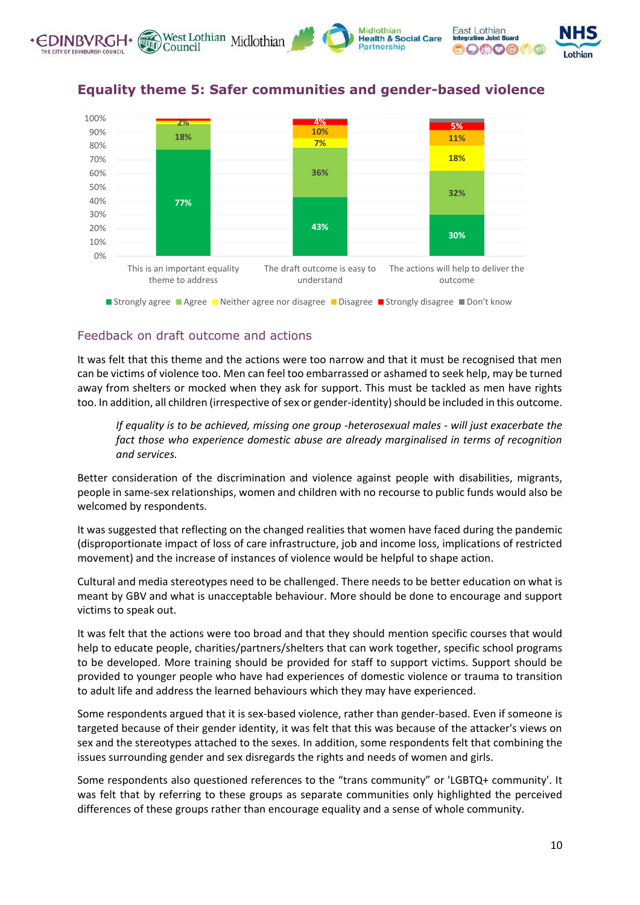## Equality theme 5: Safer communities and gender-based violence

| | Strongly agree | Agree | Neither agree nor disagree | Disagree | Strongly disagree | Don't know |
|---|---|---|---|---|---|---|
| This is an important equality theme to address | 77% | 18% | 2% | | | |
| The draft outcome is easy to understand | 43% | 36% | 7% | 10% | 4% | |
| The actions will help to deliver the outcome | 30% | 32% | 18% | 11% | 5% | |

### Feedback on draft outcome and actions

It was felt that this theme and the actions were too narrow and that it must be recognised that men can be victims of violence too. Men can feel too embarrassed or ashamed to seek help, may be turned away from shelters or mocked when they ask for support. This must be tackled as men have rights too. In addition, all children (irrespective of sex or gender-identity) should be included in this outcome.

> *If equality is to be achieved, missing one group -heterosexual males - will just exacerbate the fact those who experience domestic abuse are already marginalised in terms of recognition and services.*

Better consideration of the discrimination and violence against people with disabilities, migrants, people in same-sex relationships, women and children with no recourse to public funds would also be welcomed by respondents.

It was suggested that reflecting on the changed realities that women have faced during the pandemic (disproportionate impact of loss of care infrastructure, job and income loss, implications of restricted movement) and the increase of instances of violence would be helpful to shape action.

Cultural and media stereotypes need to be challenged. There needs to be better education on what is meant by GBV and what is unacceptable behaviour. More should be done to encourage and support victims to speak out.

It was felt that the actions were too broad and that they should mention specific courses that would help to educate people, charities/partners/shelters that can work together, specific school programs to be developed. More training should be provided for staff to support victims. Support should be provided to younger people who have had experiences of domestic violence or trauma to transition to adult life and address the learned behaviours which they may have experienced.

Some respondents argued that it is sex-based violence, rather than gender-based. Even if someone is targeted because of their gender identity, it was felt that this was because of the attacker's views on sex and the stereotypes attached to the sexes. In addition, some respondents felt that combining the issues surrounding gender and sex disregards the rights and needs of women and girls.

Some respondents also questioned references to the "trans community" or 'LGBTQ+ community'. It was felt that by referring to these groups as separate communities only highlighted the perceived differences of these groups rather than encourage equality and a sense of whole community.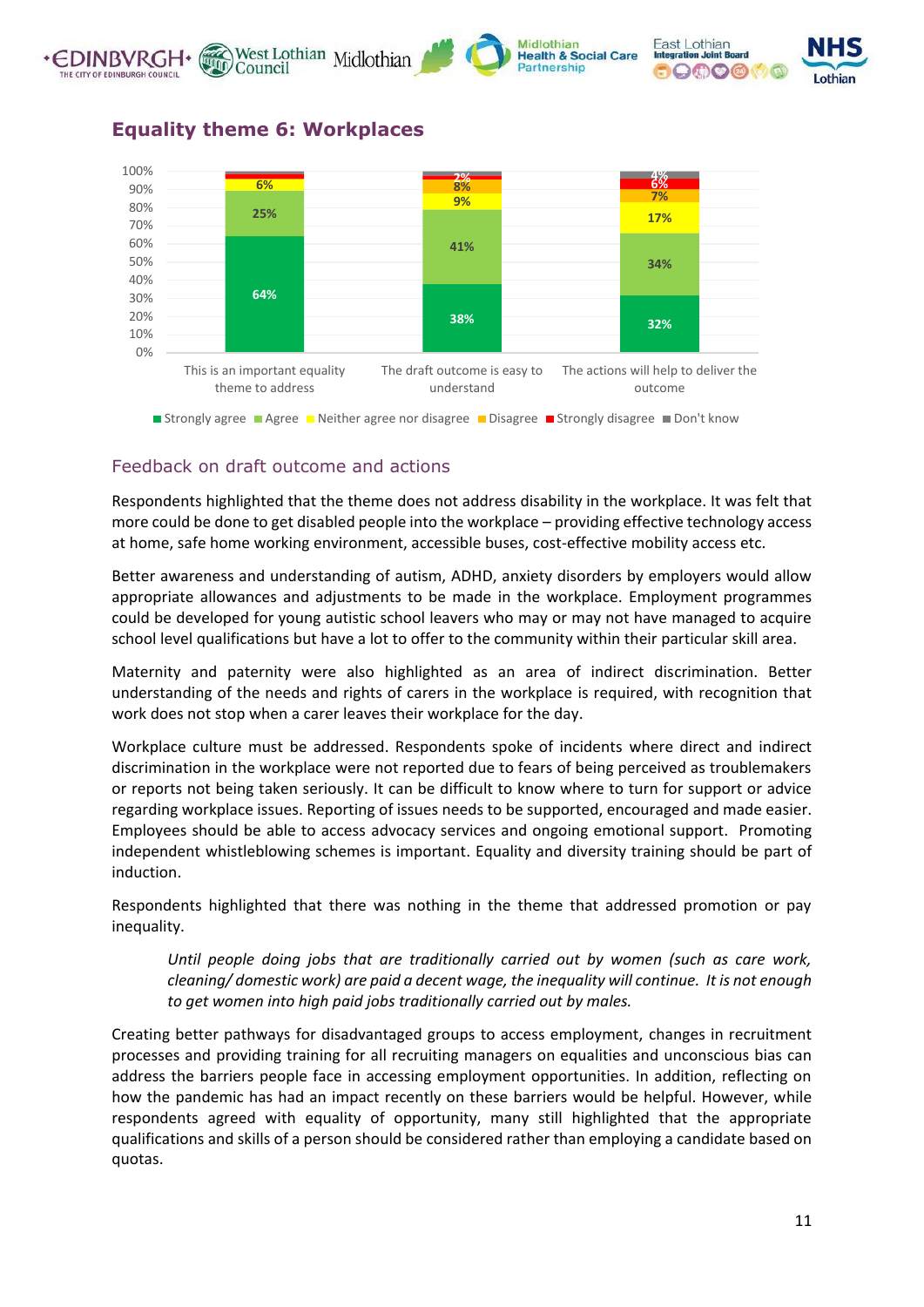## Equality theme 6: Workplaces

| | Strongly agree | Agree | Neither agree nor disagree | Disagree | Strongly disagree | Don't know |
|---|---|---|---|---|---|---|
| This is an important equality theme to address | 64% | 25% | 6% | | | |
| The draft outcome is easy to understand | 38% | 41% | 9% | 8% | 2% | |
| The actions will help to deliver the outcome | 32% | 34% | 17% | 7% | 6% | 4% |

### Feedback on draft outcome and actions

Respondents highlighted that the theme does not address disability in the workplace. It was felt that more could be done to get disabled people into the workplace – providing effective technology access at home, safe home working environment, accessible buses, cost-effective mobility access etc.

Better awareness and understanding of autism, ADHD, anxiety disorders by employers would allow appropriate allowances and adjustments to be made in the workplace. Employment programmes could be developed for young autistic school leavers who may or may not have managed to acquire school level qualifications but have a lot to offer to the community within their particular skill area.

Maternity and paternity were also highlighted as an area of indirect discrimination. Better understanding of the needs and rights of carers in the workplace is required, with recognition that work does not stop when a carer leaves their workplace for the day.

Workplace culture must be addressed. Respondents spoke of incidents where direct and indirect discrimination in the workplace were not reported due to fears of being perceived as troublemakers or reports not being taken seriously. It can be difficult to know where to turn for support or advice regarding workplace issues. Reporting of issues needs to be supported, encouraged and made easier. Employees should be able to access advocacy services and ongoing emotional support. Promoting independent whistleblowing schemes is important. Equality and diversity training should be part of induction.

Respondents highlighted that there was nothing in the theme that addressed promotion or pay inequality.

> *Until people doing jobs that are traditionally carried out by women (such as care work, cleaning/ domestic work) are paid a decent wage, the inequality will continue. It is not enough to get women into high paid jobs traditionally carried out by males.*

Creating better pathways for disadvantaged groups to access employment, changes in recruitment processes and providing training for all recruiting managers on equalities and unconscious bias can address the barriers people face in accessing employment opportunities. In addition, reflecting on how the pandemic has had an impact recently on these barriers would be helpful. However, while respondents agreed with equality of opportunity, many still highlighted that the appropriate qualifications and skills of a person should be considered rather than employing a candidate based on quotas.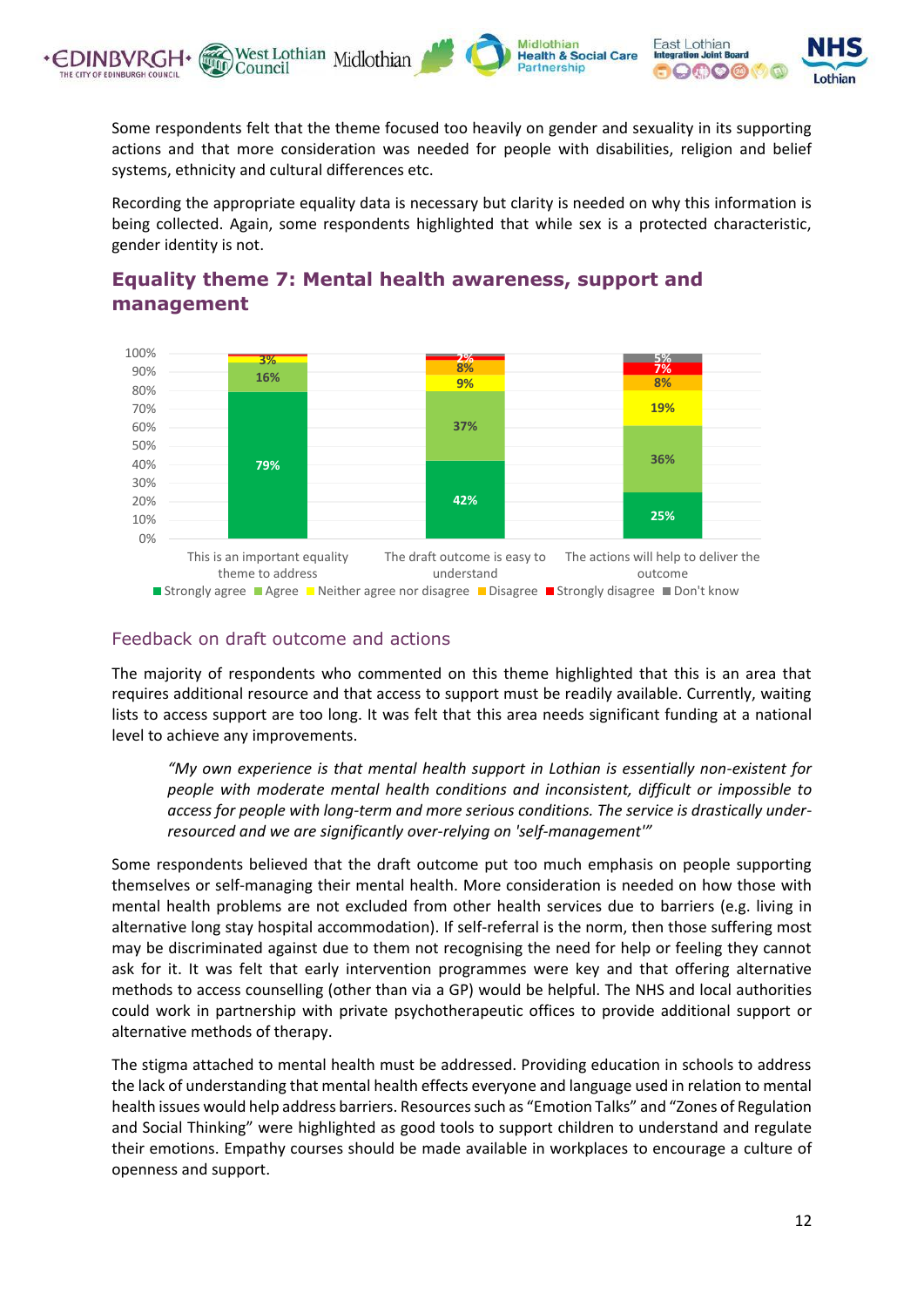Some respondents felt that the theme focused too heavily on gender and sexuality in its supporting actions and that more consideration was needed for people with disabilities, religion and belief systems, ethnicity and cultural differences etc.

Recording the appropriate equality data is necessary but clarity is needed on why this information is being collected. Again, some respondents highlighted that while sex is a protected characteristic, gender identity is not.

## Equality theme 7: Mental health awareness, support and management

| | Strongly agree | Agree | Neither agree nor disagree | Disagree | Strongly disagree | Don't know |
|---|---|---|---|---|---|---|
| This is an important equality theme to address | 79% | 16% | 3% | | | |
| The draft outcome is easy to understand | 42% | 37% | 9% | 8% | 2% | |
| The actions will help to deliver the outcome | 25% | 36% | 19% | 8% | 7% | 5% |

### Feedback on draft outcome and actions

The majority of respondents who commented on this theme highlighted that this is an area that requires additional resource and that access to support must be readily available. Currently, waiting lists to access support are too long. It was felt that this area needs significant funding at a national level to achieve any improvements.

> *"My own experience is that mental health support in Lothian is essentially non-existent for people with moderate mental health conditions and inconsistent, difficult or impossible to access for people with long-term and more serious conditions. The service is drastically under-resourced and we are significantly over-relying on 'self-management'"*

Some respondents believed that the draft outcome put too much emphasis on people supporting themselves or self-managing their mental health. More consideration is needed on how those with mental health problems are not excluded from other health services due to barriers (e.g. living in alternative long stay hospital accommodation). If self-referral is the norm, then those suffering most may be discriminated against due to them not recognising the need for help or feeling they cannot ask for it. It was felt that early intervention programmes were key and that offering alternative methods to access counselling (other than via a GP) would be helpful. The NHS and local authorities could work in partnership with private psychotherapeutic offices to provide additional support or alternative methods of therapy.

The stigma attached to mental health must be addressed. Providing education in schools to address the lack of understanding that mental health effects everyone and language used in relation to mental health issues would help address barriers. Resources such as "Emotion Talks" and "Zones of Regulation and Social Thinking" were highlighted as good tools to support children to understand and regulate their emotions. Empathy courses should be made available in workplaces to encourage a culture of openness and support.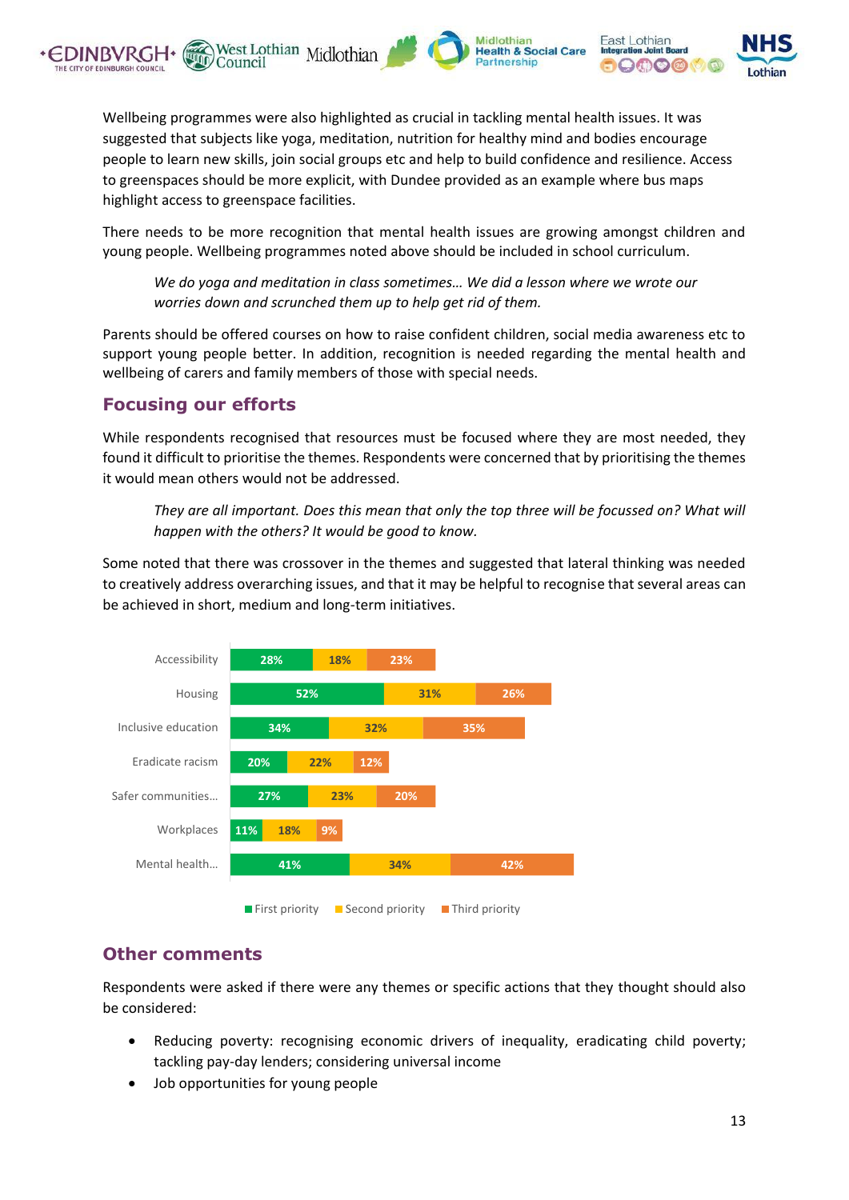Wellbeing programmes were also highlighted as crucial in tackling mental health issues. It was suggested that subjects like yoga, meditation, nutrition for healthy mind and bodies encourage people to learn new skills, join social groups etc and help to build confidence and resilience. Access to greenspaces should be more explicit, with Dundee provided as an example where bus maps highlight access to greenspace facilities.

There needs to be more recognition that mental health issues are growing amongst children and young people. Wellbeing programmes noted above should be included in school curriculum.

> *We do yoga and meditation in class sometimes… We did a lesson where we wrote our worries down and scrunched them up to help get rid of them.*

Parents should be offered courses on how to raise confident children, social media awareness etc to support young people better. In addition, recognition is needed regarding the mental health and wellbeing of carers and family members of those with special needs.

## Focusing our efforts

While respondents recognised that resources must be focused where they are most needed, they found it difficult to prioritise the themes. Respondents were concerned that by prioritising the themes it would mean others would not be addressed.

> *They are all important. Does this mean that only the top three will be focussed on? What will happen with the others? It would be good to know.*

Some noted that there was crossover in the themes and suggested that lateral thinking was needed to creatively address overarching issues, and that it may be helpful to recognise that several areas can be achieved in short, medium and long-term initiatives.

| | First priority | Second priority | Third priority |
|---|---|---|---|
| Accessibility | 28% | 18% | 23% |
| Housing | 52% | 31% | 26% |
| Inclusive education | 34% | 32% | 35% |
| Eradicate racism | 20% | 22% | 12% |
| Safer communities… | 27% | 23% | 20% |
| Workplaces | 11% | 18% | 9% |
| Mental health… | 41% | 34% | 42% |

## Other comments

Respondents were asked if there were any themes or specific actions that they thought should also be considered:

- Reducing poverty: recognising economic drivers of inequality, eradicating child poverty; tackling pay-day lenders; considering universal income
- Job opportunities for young people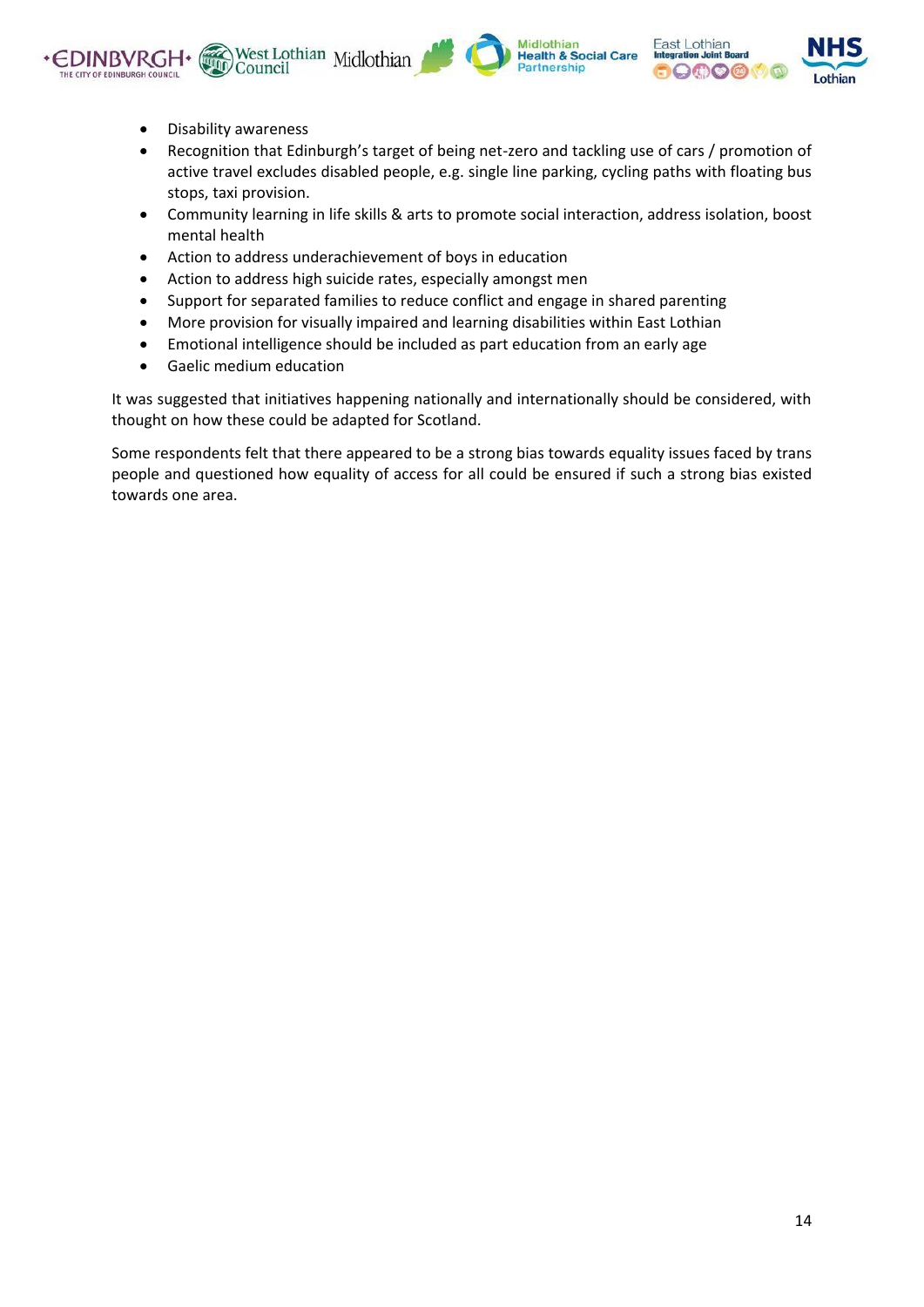- Disability awareness
- Recognition that Edinburgh's target of being net-zero and tackling use of cars / promotion of active travel excludes disabled people, e.g. single line parking, cycling paths with floating bus stops, taxi provision.
- Community learning in life skills & arts to promote social interaction, address isolation, boost mental health
- Action to address underachievement of boys in education
- Action to address high suicide rates, especially amongst men
- Support for separated families to reduce conflict and engage in shared parenting
- More provision for visually impaired and learning disabilities within East Lothian
- Emotional intelligence should be included as part education from an early age
- Gaelic medium education

It was suggested that initiatives happening nationally and internationally should be considered, with thought on how these could be adapted for Scotland.

Some respondents felt that there appeared to be a strong bias towards equality issues faced by trans people and questioned how equality of access for all could be ensured if such a strong bias existed towards one area.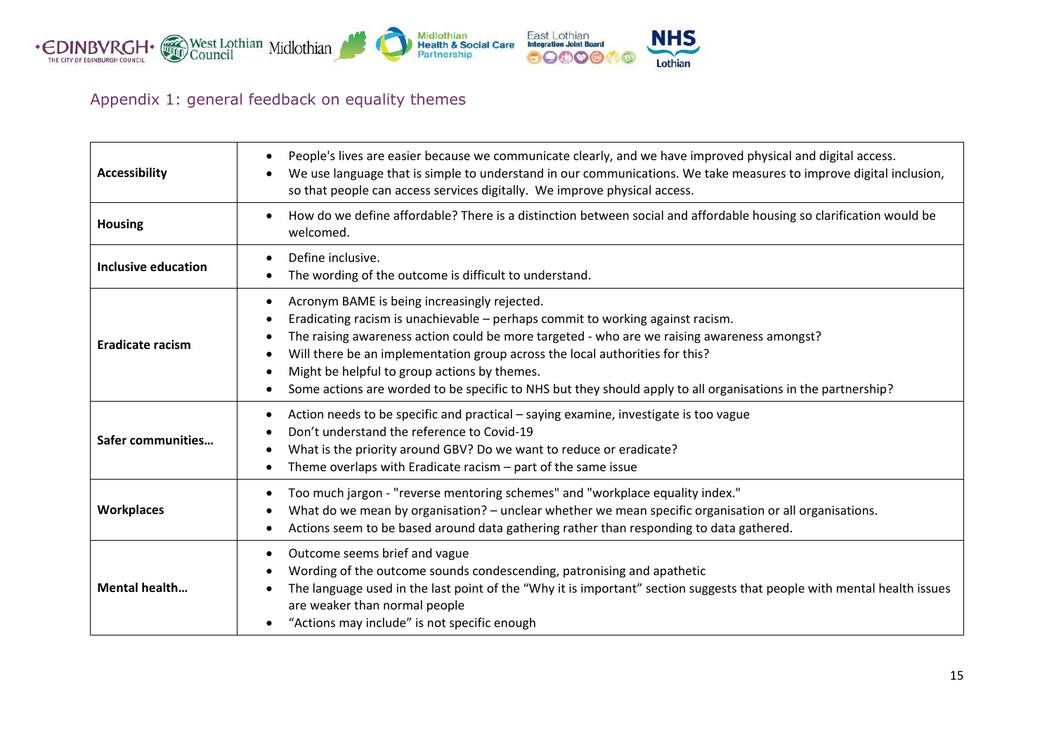## Appendix 1: general feedback on equality themes

| | |
|---|---|
| **Accessibility** | • People's lives are easier because we communicate clearly, and we have improved physical and digital access.<br>• We use language that is simple to understand in our communications. We take measures to improve digital inclusion, so that people can access services digitally. We improve physical access. |
| **Housing** | • How do we define affordable? There is a distinction between social and affordable housing so clarification would be welcomed. |
| **Inclusive education** | • Define inclusive.<br>• The wording of the outcome is difficult to understand. |
| **Eradicate racism** | • Acronym BAME is being increasingly rejected.<br>• Eradicating racism is unachievable – perhaps commit to working against racism.<br>• The raising awareness action could be more targeted - who are we raising awareness amongst?<br>• Will there be an implementation group across the local authorities for this?<br>• Might be helpful to group actions by themes.<br>• Some actions are worded to be specific to NHS but they should apply to all organisations in the partnership? |
| **Safer communities…** | • Action needs to be specific and practical – saying examine, investigate is too vague<br>• Don't understand the reference to Covid-19<br>• What is the priority around GBV? Do we want to reduce or eradicate?<br>• Theme overlaps with Eradicate racism – part of the same issue |
| **Workplaces** | • Too much jargon - "reverse mentoring schemes" and "workplace equality index."<br>• What do we mean by organisation? – unclear whether we mean specific organisation or all organisations.<br>• Actions seem to be based around data gathering rather than responding to data gathered. |
| **Mental health…** | • Outcome seems brief and vague<br>• Wording of the outcome sounds condescending, patronising and apathetic<br>• The language used in the last point of the "Why it is important" section suggests that people with mental health issues are weaker than normal people<br>• "Actions may include" is not specific enough |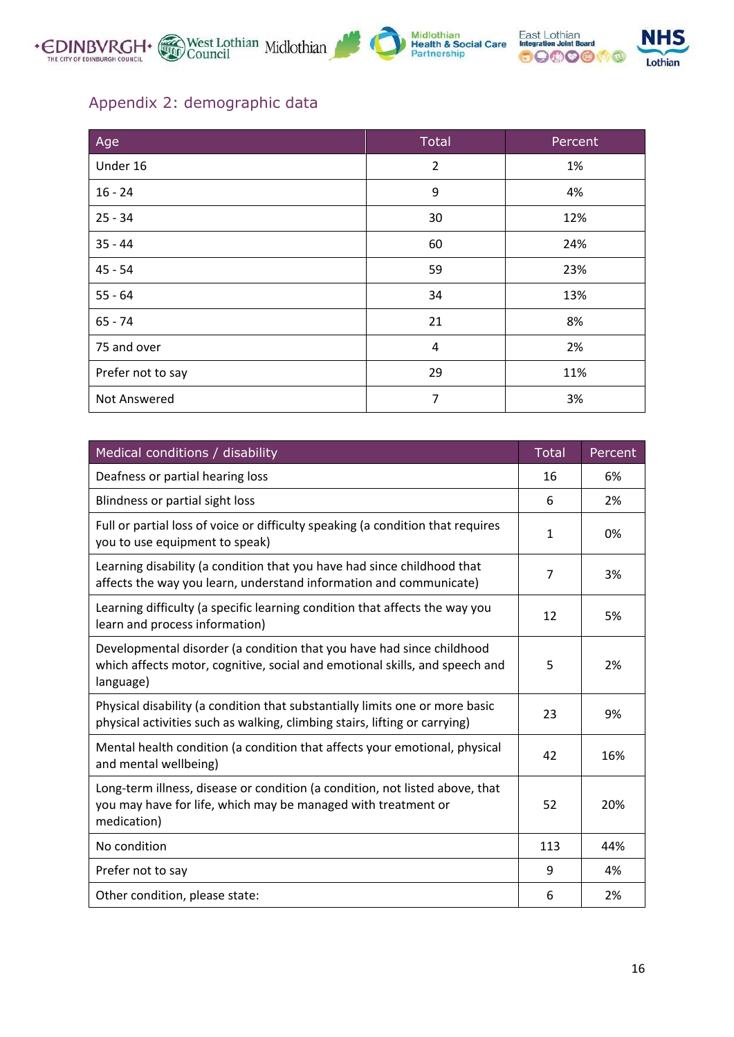## Appendix 2: demographic data

| Age | Total | Percent |
|---|---|---|
| Under 16 | 2 | 1% |
| 16 - 24 | 9 | 4% |
| 25 - 34 | 30 | 12% |
| 35 - 44 | 60 | 24% |
| 45 - 54 | 59 | 23% |
| 55 - 64 | 34 | 13% |
| 65 - 74 | 21 | 8% |
| 75 and over | 4 | 2% |
| Prefer not to say | 29 | 11% |
| Not Answered | 7 | 3% |

| Medical conditions / disability | Total | Percent |
|---|---|---|
| Deafness or partial hearing loss | 16 | 6% |
| Blindness or partial sight loss | 6 | 2% |
| Full or partial loss of voice or difficulty speaking (a condition that requires you to use equipment to speak) | 1 | 0% |
| Learning disability (a condition that you have had since childhood that affects the way you learn, understand information and communicate) | 7 | 3% |
| Learning difficulty (a specific learning condition that affects the way you learn and process information) | 12 | 5% |
| Developmental disorder (a condition that you have had since childhood which affects motor, cognitive, social and emotional skills, and speech and language) | 5 | 2% |
| Physical disability (a condition that substantially limits one or more basic physical activities such as walking, climbing stairs, lifting or carrying) | 23 | 9% |
| Mental health condition (a condition that affects your emotional, physical and mental wellbeing) | 42 | 16% |
| Long-term illness, disease or condition (a condition, not listed above, that you may have for life, which may be managed with treatment or medication) | 52 | 20% |
| No condition | 113 | 44% |
| Prefer not to say | 9 | 4% |
| Other condition, please state: | 6 | 2% |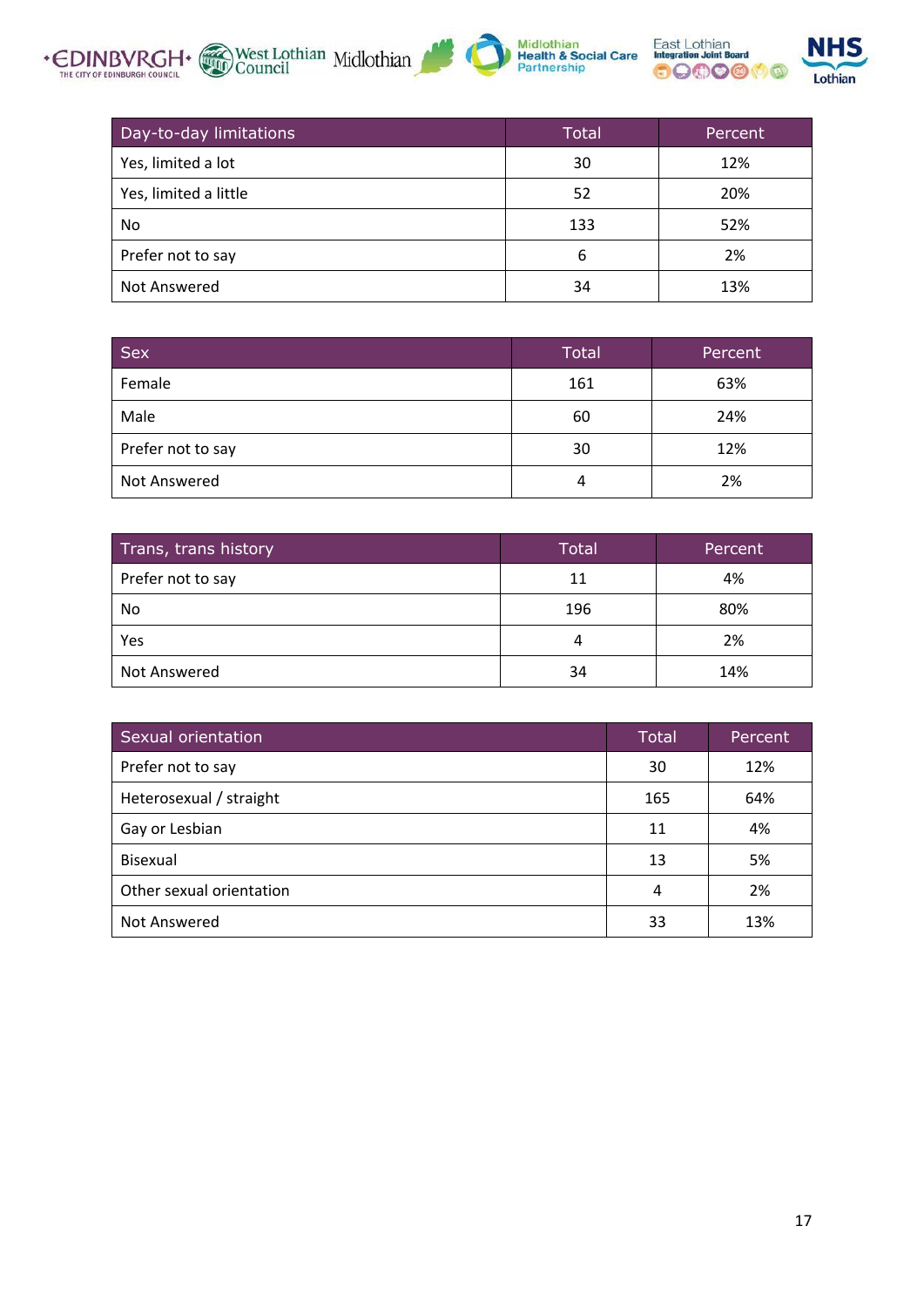| Day-to-day limitations | Total | Percent |
|---|---|---|
| Yes, limited a lot | 30 | 12% |
| Yes, limited a little | 52 | 20% |
| No | 133 | 52% |
| Prefer not to say | 6 | 2% |
| Not Answered | 34 | 13% |

| Sex | Total | Percent |
|---|---|---|
| Female | 161 | 63% |
| Male | 60 | 24% |
| Prefer not to say | 30 | 12% |
| Not Answered | 4 | 2% |

| Trans, trans history | Total | Percent |
|---|---|---|
| Prefer not to say | 11 | 4% |
| No | 196 | 80% |
| Yes | 4 | 2% |
| Not Answered | 34 | 14% |

| Sexual orientation | Total | Percent |
|---|---|---|
| Prefer not to say | 30 | 12% |
| Heterosexual / straight | 165 | 64% |
| Gay or Lesbian | 11 | 4% |
| Bisexual | 13 | 5% |
| Other sexual orientation | 4 | 2% |
| Not Answered | 33 | 13% |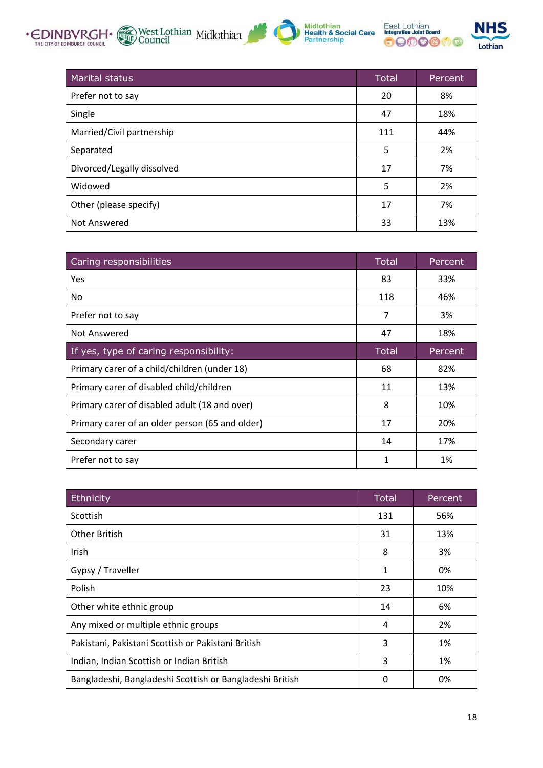| Marital status | Total | Percent |
|---|---|---|
| Prefer not to say | 20 | 8% |
| Single | 47 | 18% |
| Married/Civil partnership | 111 | 44% |
| Separated | 5 | 2% |
| Divorced/Legally dissolved | 17 | 7% |
| Widowed | 5 | 2% |
| Other (please specify) | 17 | 7% |
| Not Answered | 33 | 13% |

| Caring responsibilities | Total | Percent |
|---|---|---|
| Yes | 83 | 33% |
| No | 118 | 46% |
| Prefer not to say | 7 | 3% |
| Not Answered | 47 | 18% |
| **If yes, type of caring responsibility:** | **Total** | **Percent** |
| Primary carer of a child/children (under 18) | 68 | 82% |
| Primary carer of disabled child/children | 11 | 13% |
| Primary carer of disabled adult (18 and over) | 8 | 10% |
| Primary carer of an older person (65 and older) | 17 | 20% |
| Secondary carer | 14 | 17% |
| Prefer not to say | 1 | 1% |

| Ethnicity | Total | Percent |
|---|---|---|
| Scottish | 131 | 56% |
| Other British | 31 | 13% |
| Irish | 8 | 3% |
| Gypsy / Traveller | 1 | 0% |
| Polish | 23 | 10% |
| Other white ethnic group | 14 | 6% |
| Any mixed or multiple ethnic groups | 4 | 2% |
| Pakistani, Pakistani Scottish or Pakistani British | 3 | 1% |
| Indian, Indian Scottish or Indian British | 3 | 1% |
| Bangladeshi, Bangladeshi Scottish or Bangladeshi British | 0 | 0% |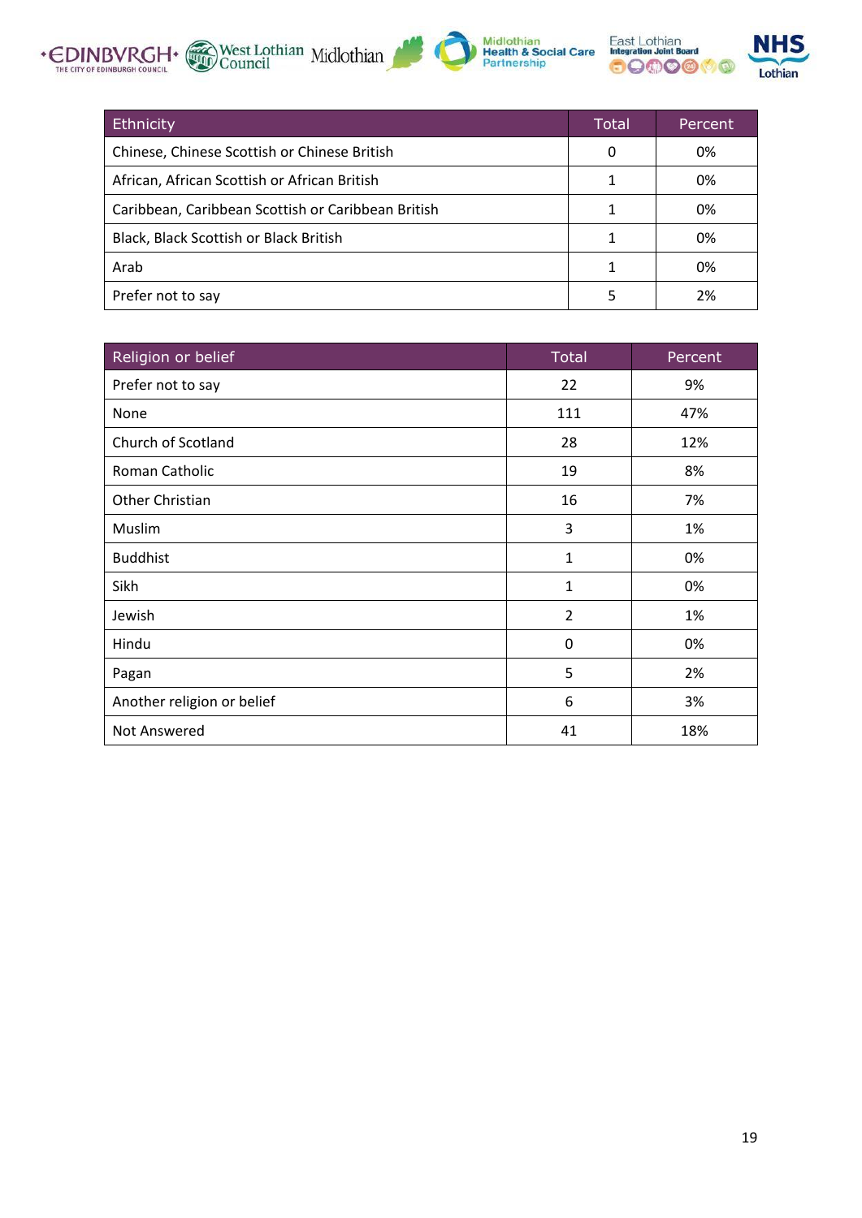| Ethnicity | Total | Percent |
|---|---|---|
| Chinese, Chinese Scottish or Chinese British | 0 | 0% |
| African, African Scottish or African British | 1 | 0% |
| Caribbean, Caribbean Scottish or Caribbean British | 1 | 0% |
| Black, Black Scottish or Black British | 1 | 0% |
| Arab | 1 | 0% |
| Prefer not to say | 5 | 2% |

| Religion or belief | Total | Percent |
|---|---|---|
| Prefer not to say | 22 | 9% |
| None | 111 | 47% |
| Church of Scotland | 28 | 12% |
| Roman Catholic | 19 | 8% |
| Other Christian | 16 | 7% |
| Muslim | 3 | 1% |
| Buddhist | 1 | 0% |
| Sikh | 1 | 0% |
| Jewish | 2 | 1% |
| Hindu | 0 | 0% |
| Pagan | 5 | 2% |
| Another religion or belief | 6 | 3% |
| Not Answered | 41 | 18% |